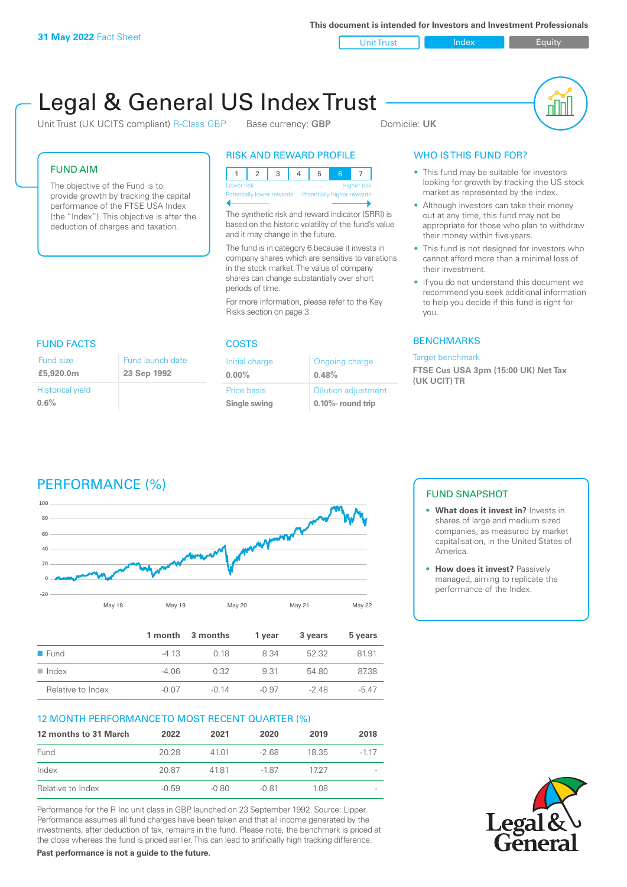**31 May 2022** Fact Sheet

This document is intended for Investors and Investment Professionals

Unit Trust | Index | Equity

# Legal & General US Index Trust

Unit Trust (UK UCITS compliant) R-Class GBP    Base currency: **GBP**    Domicile: **UK**

## FUND AIM

The objective of the Fund is to provide growth by tracking the capital performance of the FTSE USA Index (the "Index"). This objective is after the deduction of charges and taxation.

## RISK AND REWARD PROFILE

| 1 | 2 | 3 | 4 | 5 | 6 | 7 |
|---|---|---|---|---|---|---|

Lower risk / Potentially lower rewards — Higher risk / Potentially higher rewards

The synthetic risk and reward indicator (SRRI) is based on the historic volatility of the fund's value and it may change in the future.

The fund is in category 6 because it invests in company shares which are sensitive to variations in the stock market. The value of company shares can change substantially over short periods of time.

For more information, please refer to the Key Risks section on page 3.

## WHO IS THIS FUND FOR?

- This fund may be suitable for investors looking for growth by tracking the US stock market as represented by the index.
- Although investors can take their money out at any time, this fund may not be appropriate for those who plan to withdraw their money within five years.
- This fund is not designed for investors who cannot afford more than a minimal loss of their investment.
- If you do not understand this document we recommend you seek additional information to help you decide if this fund is right for you.

## FUND FACTS

| Fund size | Fund launch date |
|---|---|
| **£5,920.0m** | **23 Sep 1992** |
| Historical yield | |
| **0.6%** | |

## COSTS

| Initial charge | Ongoing charge |
|---|---|
| **0.00%** | **0.48%** |
| Price basis | Dilution adjustment |
| **Single swing** | **0.10%- round trip** |

## BENCHMARKS

Target benchmark

**FTSE Cus USA 3pm (15:00 UK) Net Tax (UK UCIT) TR**

## PERFORMANCE (%)

|  | 1 month | 3 months | 1 year | 3 years | 5 years |
|---|---|---|---|---|---|
| Fund | -4.13 | 0.18 | 8.34 | 52.32 | 81.91 |
| Index | -4.06 | 0.32 | 9.31 | 54.80 | 87.38 |
| Relative to Index | -0.07 | -0.14 | -0.97 | -2.48 | -5.47 |

## 12 MONTH PERFORMANCE TO MOST RECENT QUARTER (%)

| 12 months to 31 March | 2022 | 2021 | 2020 | 2019 | 2018 |
|---|---|---|---|---|---|
| Fund | 20.28 | 41.01 | -2.68 | 18.35 | -1.17 |
| Index | 20.87 | 41.81 | -1.87 | 17.27 | - |
| Relative to Index | -0.59 | -0.80 | -0.81 | 1.08 | - |

Performance for the R Inc unit class in GBP, launched on 23 September 1992. Source: Lipper. Performance assumes all fund charges have been taken and that all income generated by the investments, after deduction of tax, remains in the fund. Please note, the benchmark is priced at the close whereas the fund is priced earlier. This can lead to artificially high tracking difference.

**Past performance is not a guide to the future.**

## FUND SNAPSHOT

- **What does it invest in?** Invests in shares of large and medium sized companies, as measured by market capitalisation, in the United States of America.
- **How does it invest?** Passively managed, aiming to replicate the performance of the Index.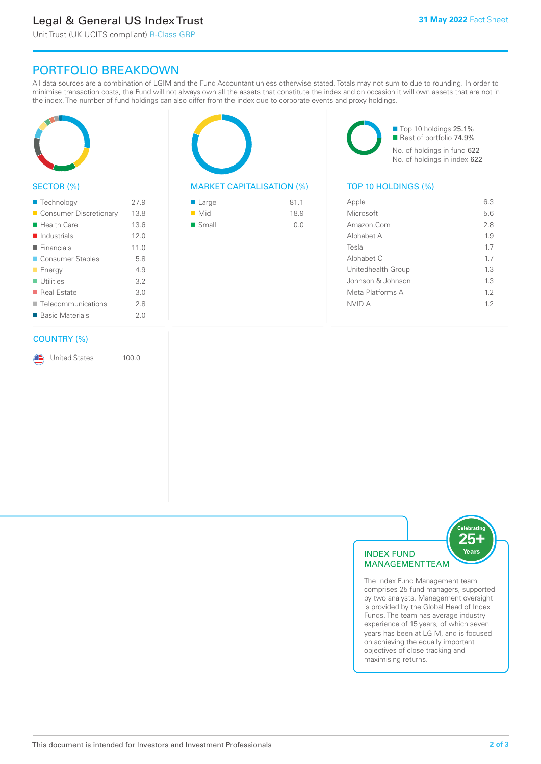# Legal & General US Index Trust

Unit Trust (UK UCITS compliant) R-Class GBP

**31 May 2022** Fact Sheet

## PORTFOLIO BREAKDOWN

All data sources are a combination of LGIM and the Fund Accountant unless otherwise stated. Totals may not sum to due to rounding. In order to minimise transaction costs, the Fund will not always own all the assets that constitute the index and on occasion it will own assets that are not in the index. The number of fund holdings can also differ from the index due to corporate events and proxy holdings.

### SECTOR (%)

| Sector | % |
|---|---|
| Technology | 27.9 |
| Consumer Discretionary | 13.8 |
| Health Care | 13.6 |
| Industrials | 12.0 |
| Financials | 11.0 |
| Consumer Staples | 5.8 |
| Energy | 4.9 |
| Utilities | 3.2 |
| Real Estate | 3.0 |
| Telecommunications | 2.8 |
| Basic Materials | 2.0 |

### MARKET CAPITALISATION (%)

| Market Cap | % |
|---|---|
| Large | 81.1 |
| Mid | 18.9 |
| Small | 0.0 |

- Top 10 holdings 25.1%
- Rest of portfolio 74.9%

No. of holdings in fund 622

No. of holdings in index 622

### TOP 10 HOLDINGS (%)

| Holding | % |
|---|---|
| Apple | 6.3 |
| Microsoft | 5.6 |
| Amazon.Com | 2.8 |
| Alphabet A | 1.9 |
| Tesla | 1.7 |
| Alphabet C | 1.7 |
| Unitedhealth Group | 1.3 |
| Johnson & Johnson | 1.3 |
| Meta Platforms A | 1.2 |
| NVIDIA | 1.2 |

### COUNTRY (%)

| Country | % |
|---|---|
| United States | 100.0 |

### INDEX FUND MANAGEMENT TEAM

Celebrating 25+ Years

The Index Fund Management team comprises 25 fund managers, supported by two analysts. Management oversight is provided by the Global Head of Index Funds. The team has average industry experience of 15 years, of which seven years has been at LGIM, and is focused on achieving the equally important objectives of close tracking and maximising returns.

This document is intended for Investors and Investment Professionals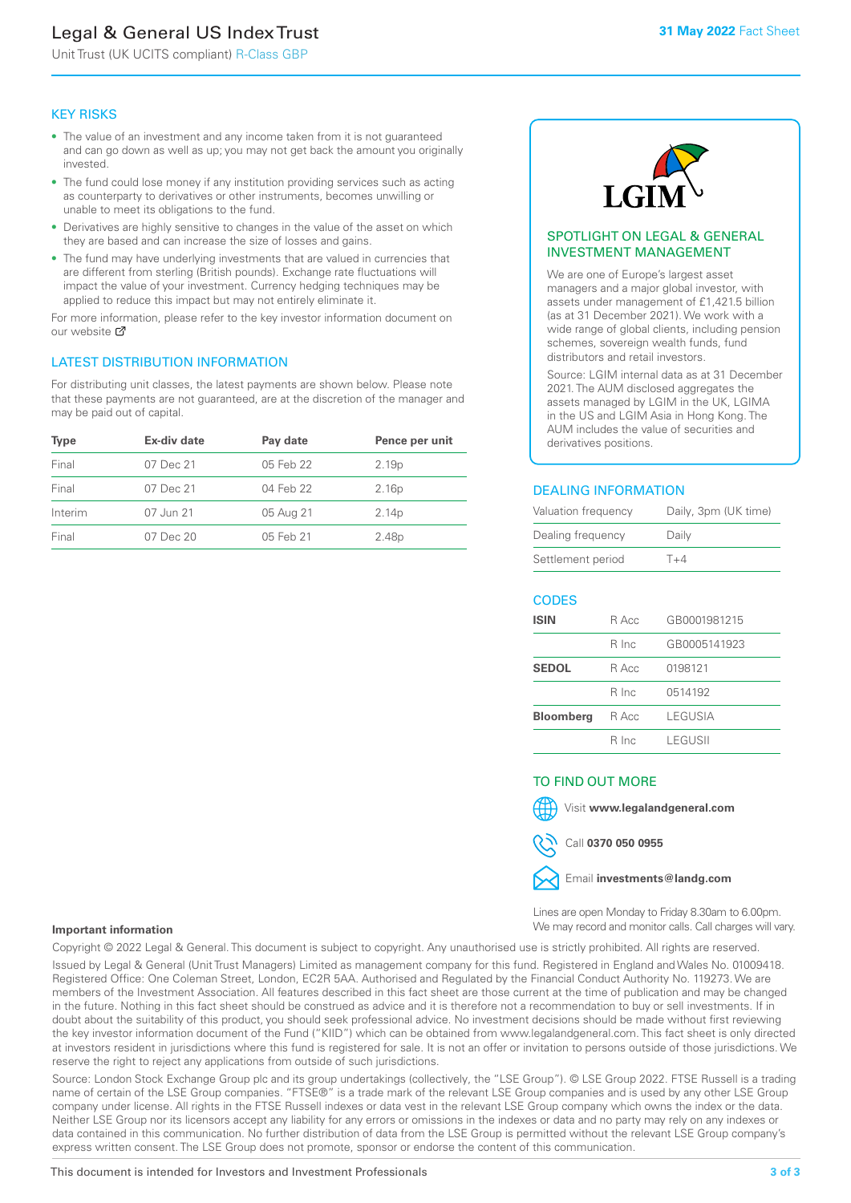## KEY RISKS

- The value of an investment and any income taken from it is not guaranteed and can go down as well as up; you may not get back the amount you originally invested.
- The fund could lose money if any institution providing services such as acting as counterparty to derivatives or other instruments, becomes unwilling or unable to meet its obligations to the fund.
- Derivatives are highly sensitive to changes in the value of the asset on which they are based and can increase the size of losses and gains.
- The fund may have underlying investments that are valued in currencies that are different from sterling (British pounds). Exchange rate fluctuations will impact the value of your investment. Currency hedging techniques may be applied to reduce this impact but may not entirely eliminate it.

For more information, please refer to the key investor information document on our website

## LATEST DISTRIBUTION INFORMATION

For distributing unit classes, the latest payments are shown below. Please note that these payments are not guaranteed, are at the discretion of the manager and may be paid out of capital.

| Type | Ex-div date | Pay date | Pence per unit |
|---|---|---|---|
| Final | 07 Dec 21 | 05 Feb 22 | 2.19p |
| Final | 07 Dec 21 | 04 Feb 22 | 2.16p |
| Interim | 07 Jun 21 | 05 Aug 21 | 2.14p |
| Final | 07 Dec 20 | 05 Feb 21 | 2.48p |

## SPOTLIGHT ON LEGAL & GENERAL INVESTMENT MANAGEMENT

We are one of Europe's largest asset managers and a major global investor, with assets under management of £1,421.5 billion (as at 31 December 2021). We work with a wide range of global clients, including pension schemes, sovereign wealth funds, fund distributors and retail investors.

Source: LGIM internal data as at 31 December 2021. The AUM disclosed aggregates the assets managed by LGIM in the UK, LGIMA in the US and LGIM Asia in Hong Kong. The AUM includes the value of securities and derivatives positions.

## DEALING INFORMATION

| | |
|---|---|
| Valuation frequency | Daily, 3pm (UK time) |
| Dealing frequency | Daily |
| Settlement period | T+4 |

## CODES

| | | |
|---|---|---|
| **ISIN** | R Acc | GB0001981215 |
| | R Inc | GB0005141923 |
| **SEDOL** | R Acc | 0198121 |
| | R Inc | 0514192 |
| **Bloomberg** | R Acc | LEGUSIA |
| | R Inc | LEGUSII |

## TO FIND OUT MORE

Visit **www.legalandgeneral.com**

Call **0370 050 0955**

Email **investments@landg.com**

Lines are open Monday to Friday 8.30am to 6.00pm. We may record and monitor calls. Call charges will vary.

**Important information**

Copyright © 2022 Legal & General. This document is subject to copyright. Any unauthorised use is strictly prohibited. All rights are reserved.

Issued by Legal & General (Unit Trust Managers) Limited as management company for this fund. Registered in England and Wales No. 01009418. Registered Office: One Coleman Street, London, EC2R 5AA. Authorised and Regulated by the Financial Conduct Authority No. 119273. We are members of the Investment Association. All features described in this fact sheet are those current at the time of publication and may be changed in the future. Nothing in this fact sheet should be construed as advice and it is therefore not a recommendation to buy or sell investments. If in doubt about the suitability of this product, you should seek professional advice. No investment decisions should be made without first reviewing the key investor information document of the Fund ("KIID") which can be obtained from www.legalandgeneral.com. This fact sheet is only directed at investors resident in jurisdictions where this fund is registered for sale. It is not an offer or invitation to persons outside of those jurisdictions. We reserve the right to reject any applications from outside of such jurisdictions.

Source: London Stock Exchange Group plc and its group undertakings (collectively, the "LSE Group"). © LSE Group 2022. FTSE Russell is a trading name of certain of the LSE Group companies. "FTSE®" is a trade mark of the relevant LSE Group companies and is used by any other LSE Group company under license. All rights in the FTSE Russell indexes or data vest in the relevant LSE Group company which owns the index or the data. Neither LSE Group nor its licensors accept any liability for any errors or omissions in the indexes or data and no party may rely on any indexes or data contained in this communication. No further distribution of data from the LSE Group is permitted without the relevant LSE Group company's express written consent. The LSE Group does not promote, sponsor or endorse the content of this communication.

This document is intended for Investors and Investment Professionals